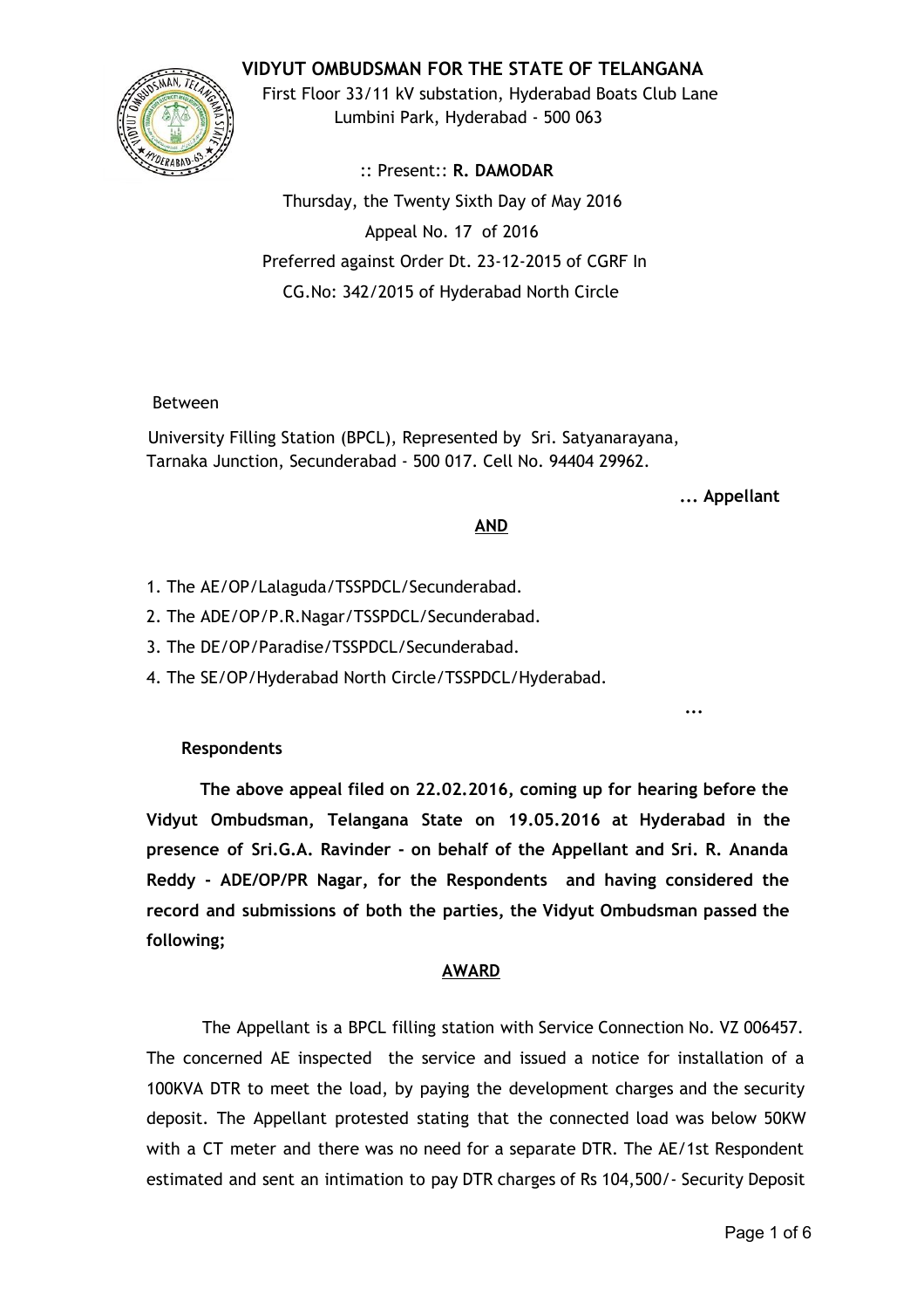# VIDYUT OMBUDSMAN FOR THE STATE OF TELANGANA

First Floor 33/11 kV substation, Hyderabad Boats Club Lane
Lumbini Park, Hyderabad - 500 063

:: Present:: **R. DAMODAR**

Thursday, the Twenty Sixth Day of May 2016

Appeal No. 17 of 2016

Preferred against Order Dt. 23-12-2015 of CGRF In
CG.No: 342/2015 of Hyderabad North Circle

Between

University Filling Station (BPCL), Represented by Sri. Satyanarayana, Tarnaka Junction, Secunderabad - 500 017. Cell No. 94404 29962.

**... Appellant**

**AND**

1. The AE/OP/Lalaguda/TSSPDCL/Secunderabad.
2. The ADE/OP/P.R.Nagar/TSSPDCL/Secunderabad.
3. The DE/OP/Paradise/TSSPDCL/Secunderabad.
4. The SE/OP/Hyderabad North Circle/TSSPDCL/Hyderabad.

**... Respondents**

**The above appeal filed on 22.02.2016, coming up for hearing before the Vidyut Ombudsman, Telangana State on 19.05.2016 at Hyderabad in the presence of Sri.G.A. Ravinder - on behalf of the Appellant and Sri. R. Ananda Reddy - ADE/OP/PR Nagar, for the Respondents and having considered the record and submissions of both the parties, the Vidyut Ombudsman passed the following;**

**AWARD**

The Appellant is a BPCL filling station with Service Connection No. VZ 006457. The concerned AE inspected the service and issued a notice for installation of a 100KVA DTR to meet the load, by paying the development charges and the security deposit. The Appellant protested stating that the connected load was below 50KW with a CT meter and there was no need for a separate DTR. The AE/1st Respondent estimated and sent an intimation to pay DTR charges of Rs 104,500/- Security Deposit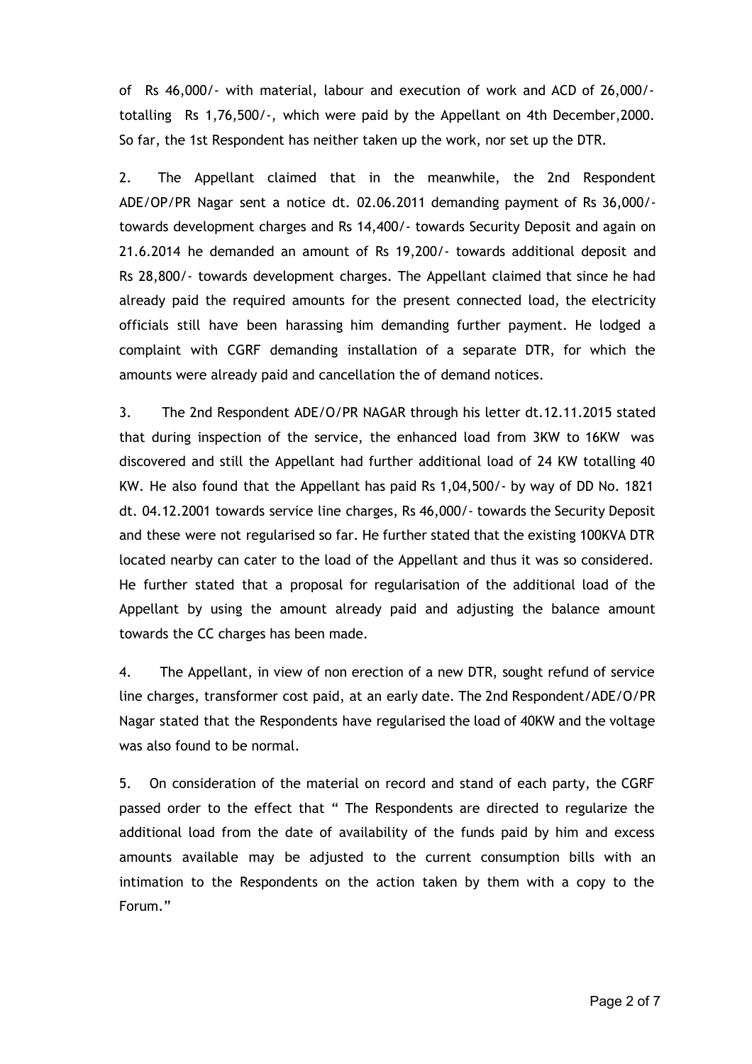of Rs 46,000/- with material, labour and execution of work and ACD of 26,000/- totalling Rs 1,76,500/-, which were paid by the Appellant on 4th December,2000. So far, the 1st Respondent has neither taken up the work, nor set up the DTR.

2. The Appellant claimed that in the meanwhile, the 2nd Respondent ADE/OP/PR Nagar sent a notice dt. 02.06.2011 demanding payment of Rs 36,000/- towards development charges and Rs 14,400/- towards Security Deposit and again on 21.6.2014 he demanded an amount of Rs 19,200/- towards additional deposit and Rs 28,800/- towards development charges. The Appellant claimed that since he had already paid the required amounts for the present connected load, the electricity officials still have been harassing him demanding further payment. He lodged a complaint with CGRF demanding installation of a separate DTR, for which the amounts were already paid and cancellation the of demand notices.

3. The 2nd Respondent ADE/O/PR NAGAR through his letter dt.12.11.2015 stated that during inspection of the service, the enhanced load from 3KW to 16KW was discovered and still the Appellant had further additional load of 24 KW totalling 40 KW. He also found that the Appellant has paid Rs 1,04,500/- by way of DD No. 1821 dt. 04.12.2001 towards service line charges, Rs 46,000/- towards the Security Deposit and these were not regularised so far. He further stated that the existing 100KVA DTR located nearby can cater to the load of the Appellant and thus it was so considered. He further stated that a proposal for regularisation of the additional load of the Appellant by using the amount already paid and adjusting the balance amount towards the CC charges has been made.

4. The Appellant, in view of non erection of a new DTR, sought refund of service line charges, transformer cost paid, at an early date. The 2nd Respondent/ADE/O/PR Nagar stated that the Respondents have regularised the load of 40KW and the voltage was also found to be normal.

5. On consideration of the material on record and stand of each party, the CGRF passed order to the effect that " The Respondents are directed to regularize the additional load from the date of availability of the funds paid by him and excess amounts available may be adjusted to the current consumption bills with an intimation to the Respondents on the action taken by them with a copy to the Forum."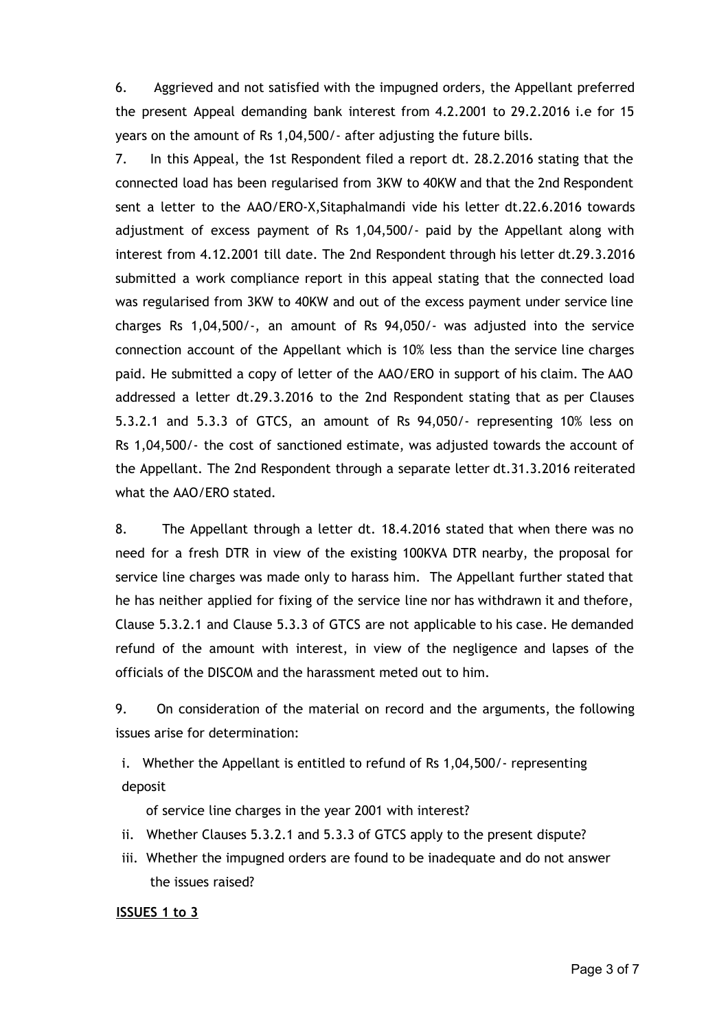6. Aggrieved and not satisfied with the impugned orders, the Appellant preferred the present Appeal demanding bank interest from 4.2.2001 to 29.2.2016 i.e for 15 years on the amount of Rs 1,04,500/- after adjusting the future bills.

7. In this Appeal, the 1st Respondent filed a report dt. 28.2.2016 stating that the connected load has been regularised from 3KW to 40KW and that the 2nd Respondent sent a letter to the AAO/ERO-X,Sitaphalmandi vide his letter dt.22.6.2016 towards adjustment of excess payment of Rs 1,04,500/- paid by the Appellant along with interest from 4.12.2001 till date. The 2nd Respondent through his letter dt.29.3.2016 submitted a work compliance report in this appeal stating that the connected load was regularised from 3KW to 40KW and out of the excess payment under service line charges Rs 1,04,500/-, an amount of Rs 94,050/- was adjusted into the service connection account of the Appellant which is 10% less than the service line charges paid. He submitted a copy of letter of the AAO/ERO in support of his claim. The AAO addressed a letter dt.29.3.2016 to the 2nd Respondent stating that as per Clauses 5.3.2.1 and 5.3.3 of GTCS, an amount of Rs 94,050/- representing 10% less on Rs 1,04,500/- the cost of sanctioned estimate, was adjusted towards the account of the Appellant. The 2nd Respondent through a separate letter dt.31.3.2016 reiterated what the AAO/ERO stated.

8. The Appellant through a letter dt. 18.4.2016 stated that when there was no need for a fresh DTR in view of the existing 100KVA DTR nearby, the proposal for service line charges was made only to harass him. The Appellant further stated that he has neither applied for fixing of the service line nor has withdrawn it and thefore, Clause 5.3.2.1 and Clause 5.3.3 of GTCS are not applicable to his case. He demanded refund of the amount with interest, in view of the negligence and lapses of the officials of the DISCOM and the harassment meted out to him.

9. On consideration of the material on record and the arguments, the following issues arise for determination:

i. Whether the Appellant is entitled to refund of Rs 1,04,500/- representing deposit of service line charges in the year 2001 with interest?

ii. Whether Clauses 5.3.2.1 and 5.3.3 of GTCS apply to the present dispute?

iii. Whether the impugned orders are found to be inadequate and do not answer the issues raised?

**ISSUES 1 to 3**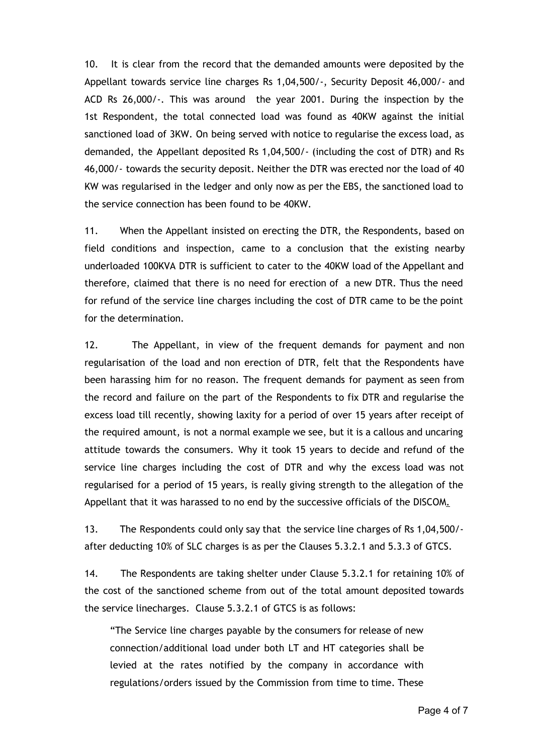10. It is clear from the record that the demanded amounts were deposited by the Appellant towards service line charges Rs 1,04,500/-, Security Deposit 46,000/- and ACD Rs 26,000/-. This was around the year 2001. During the inspection by the 1st Respondent, the total connected load was found as 40KW against the initial sanctioned load of 3KW. On being served with notice to regularise the excess load, as demanded, the Appellant deposited Rs 1,04,500/- (including the cost of DTR) and Rs 46,000/- towards the security deposit. Neither the DTR was erected nor the load of 40 KW was regularised in the ledger and only now as per the EBS, the sanctioned load to the service connection has been found to be 40KW.

11. When the Appellant insisted on erecting the DTR, the Respondents, based on field conditions and inspection, came to a conclusion that the existing nearby underloaded 100KVA DTR is sufficient to cater to the 40KW load of the Appellant and therefore, claimed that there is no need for erection of a new DTR. Thus the need for refund of the service line charges including the cost of DTR came to be the point for the determination.

12. The Appellant, in view of the frequent demands for payment and non regularisation of the load and non erection of DTR, felt that the Respondents have been harassing him for no reason. The frequent demands for payment as seen from the record and failure on the part of the Respondents to fix DTR and regularise the excess load till recently, showing laxity for a period of over 15 years after receipt of the required amount, is not a normal example we see, but it is a callous and uncaring attitude towards the consumers. Why it took 15 years to decide and refund of the service line charges including the cost of DTR and why the excess load was not regularised for a period of 15 years, is really giving strength to the allegation of the Appellant that it was harassed to no end by the successive officials of the DISCOM.

13. The Respondents could only say that the service line charges of Rs 1,04,500/- after deducting 10% of SLC charges is as per the Clauses 5.3.2.1 and 5.3.3 of GTCS.

14. The Respondents are taking shelter under Clause 5.3.2.1 for retaining 10% of the cost of the sanctioned scheme from out of the total amount deposited towards the service linecharges. Clause 5.3.2.1 of GTCS is as follows:

> "The Service line charges payable by the consumers for release of new connection/additional load under both LT and HT categories shall be levied at the rates notified by the company in accordance with regulations/orders issued by the Commission from time to time. These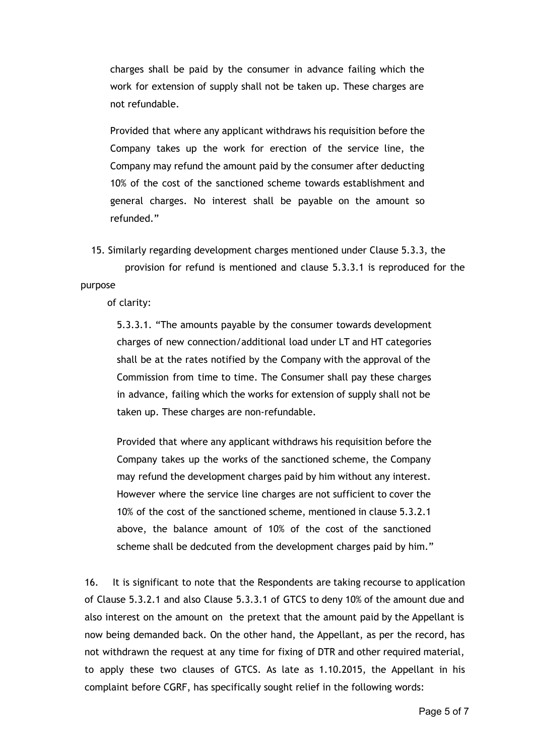charges shall be paid by the consumer in advance failing which the work for extension of supply shall not be taken up. These charges are not refundable.

Provided that where any applicant withdraws his requisition before the Company takes up the work for erection of the service line, the Company may refund the amount paid by the consumer after deducting 10% of the cost of the sanctioned scheme towards establishment and general charges. No interest shall be payable on the amount so refunded."

15. Similarly regarding development charges mentioned under Clause 5.3.3, the provision for refund is mentioned and clause 5.3.3.1 is reproduced for the purpose of clarity:

> 5.3.3.1. "The amounts payable by the consumer towards development charges of new connection/additional load under LT and HT categories shall be at the rates notified by the Company with the approval of the Commission from time to time. The Consumer shall pay these charges in advance, failing which the works for extension of supply shall not be taken up. These charges are non-refundable.
>
> Provided that where any applicant withdraws his requisition before the Company takes up the works of the sanctioned scheme, the Company may refund the development charges paid by him without any interest. However where the service line charges are not sufficient to cover the 10% of the cost of the sanctioned scheme, mentioned in clause 5.3.2.1 above, the balance amount of 10% of the cost of the sanctioned scheme shall be dedcuted from the development charges paid by him."

16. It is significant to note that the Respondents are taking recourse to application of Clause 5.3.2.1 and also Clause 5.3.3.1 of GTCS to deny 10% of the amount due and also interest on the amount on the pretext that the amount paid by the Appellant is now being demanded back. On the other hand, the Appellant, as per the record, has not withdrawn the request at any time for fixing of DTR and other required material, to apply these two clauses of GTCS. As late as 1.10.2015, the Appellant in his complaint before CGRF, has specifically sought relief in the following words: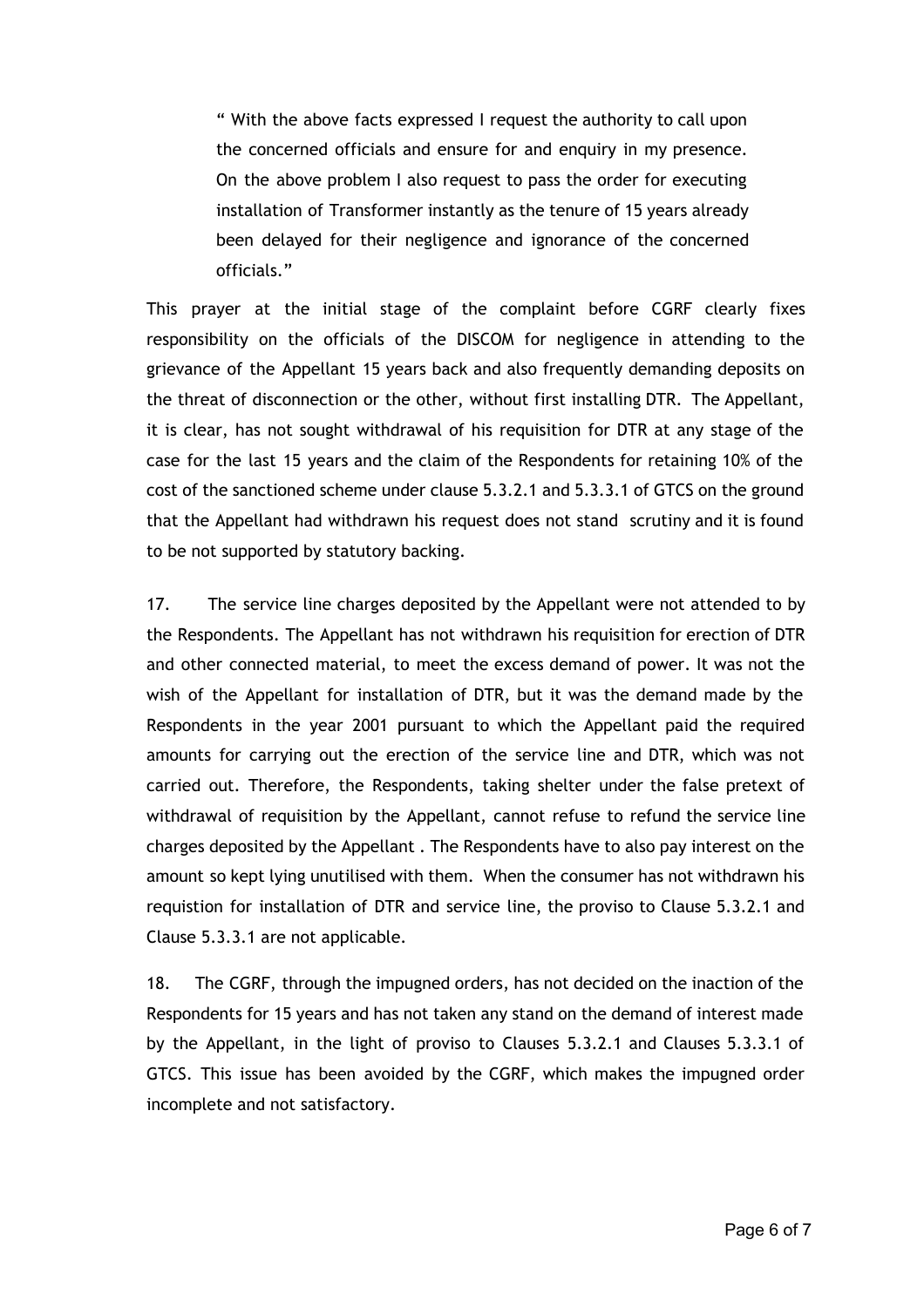> " With the above facts expressed I request the authority to call upon the concerned officials and ensure for and enquiry in my presence. On the above problem I also request to pass the order for executing installation of Transformer instantly as the tenure of 15 years already been delayed for their negligence and ignorance of the concerned officials."

This prayer at the initial stage of the complaint before CGRF clearly fixes responsibility on the officials of the DISCOM for negligence in attending to the grievance of the Appellant 15 years back and also frequently demanding deposits on the threat of disconnection or the other, without first installing DTR. The Appellant, it is clear, has not sought withdrawal of his requisition for DTR at any stage of the case for the last 15 years and the claim of the Respondents for retaining 10% of the cost of the sanctioned scheme under clause 5.3.2.1 and 5.3.3.1 of GTCS on the ground that the Appellant had withdrawn his request does not stand scrutiny and it is found to be not supported by statutory backing.

17. The service line charges deposited by the Appellant were not attended to by the Respondents. The Appellant has not withdrawn his requisition for erection of DTR and other connected material, to meet the excess demand of power. It was not the wish of the Appellant for installation of DTR, but it was the demand made by the Respondents in the year 2001 pursuant to which the Appellant paid the required amounts for carrying out the erection of the service line and DTR, which was not carried out. Therefore, the Respondents, taking shelter under the false pretext of withdrawal of requisition by the Appellant, cannot refuse to refund the service line charges deposited by the Appellant . The Respondents have to also pay interest on the amount so kept lying unutilised with them. When the consumer has not withdrawn his requistion for installation of DTR and service line, the proviso to Clause 5.3.2.1 and Clause 5.3.3.1 are not applicable.

18. The CGRF, through the impugned orders, has not decided on the inaction of the Respondents for 15 years and has not taken any stand on the demand of interest made by the Appellant, in the light of proviso to Clauses 5.3.2.1 and Clauses 5.3.3.1 of GTCS. This issue has been avoided by the CGRF, which makes the impugned order incomplete and not satisfactory.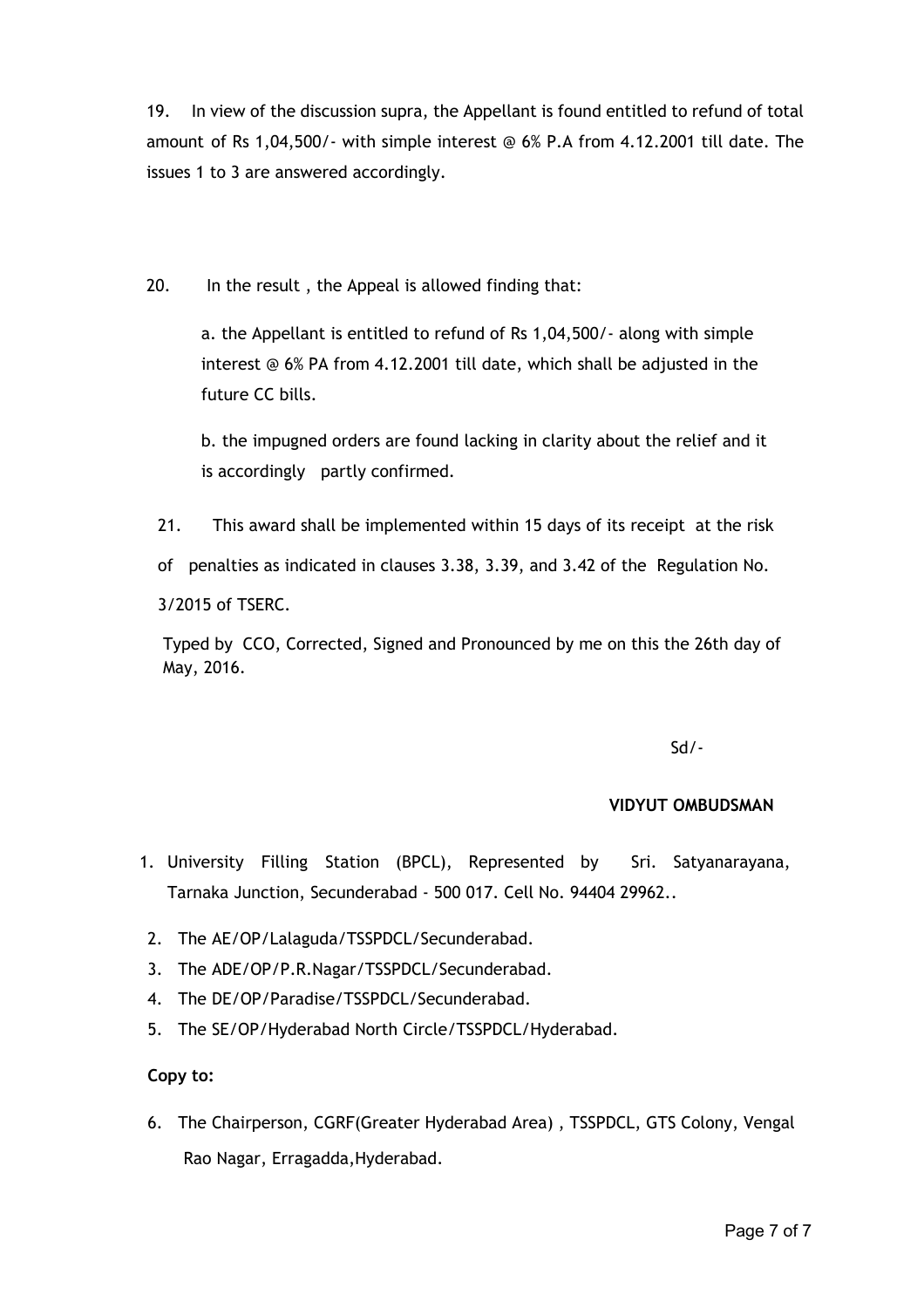19. In view of the discussion supra, the Appellant is found entitled to refund of total amount of Rs 1,04,500/- with simple interest @ 6% P.A from 4.12.2001 till date. The issues 1 to 3 are answered accordingly.

20. In the result , the Appeal is allowed finding that:

a. the Appellant is entitled to refund of Rs 1,04,500/- along with simple interest @ 6% PA from 4.12.2001 till date, which shall be adjusted in the future CC bills.

b. the impugned orders are found lacking in clarity about the relief and it is accordingly partly confirmed.

21. This award shall be implemented within 15 days of its receipt at the risk of penalties as indicated in clauses 3.38, 3.39, and 3.42 of the Regulation No. 3/2015 of TSERC.

Typed by CCO, Corrected, Signed and Pronounced by me on this the 26th day of May, 2016.

Sd/-

**VIDYUT OMBUDSMAN**

1. University Filling Station (BPCL), Represented by Sri. Satyanarayana, Tarnaka Junction, Secunderabad - 500 017. Cell No. 94404 29962..
2. The AE/OP/Lalaguda/TSSPDCL/Secunderabad.
3. The ADE/OP/P.R.Nagar/TSSPDCL/Secunderabad.
4. The DE/OP/Paradise/TSSPDCL/Secunderabad.
5. The SE/OP/Hyderabad North Circle/TSSPDCL/Hyderabad.

**Copy to:**

6. The Chairperson, CGRF(Greater Hyderabad Area) , TSSPDCL, GTS Colony, Vengal Rao Nagar, Erragadda,Hyderabad.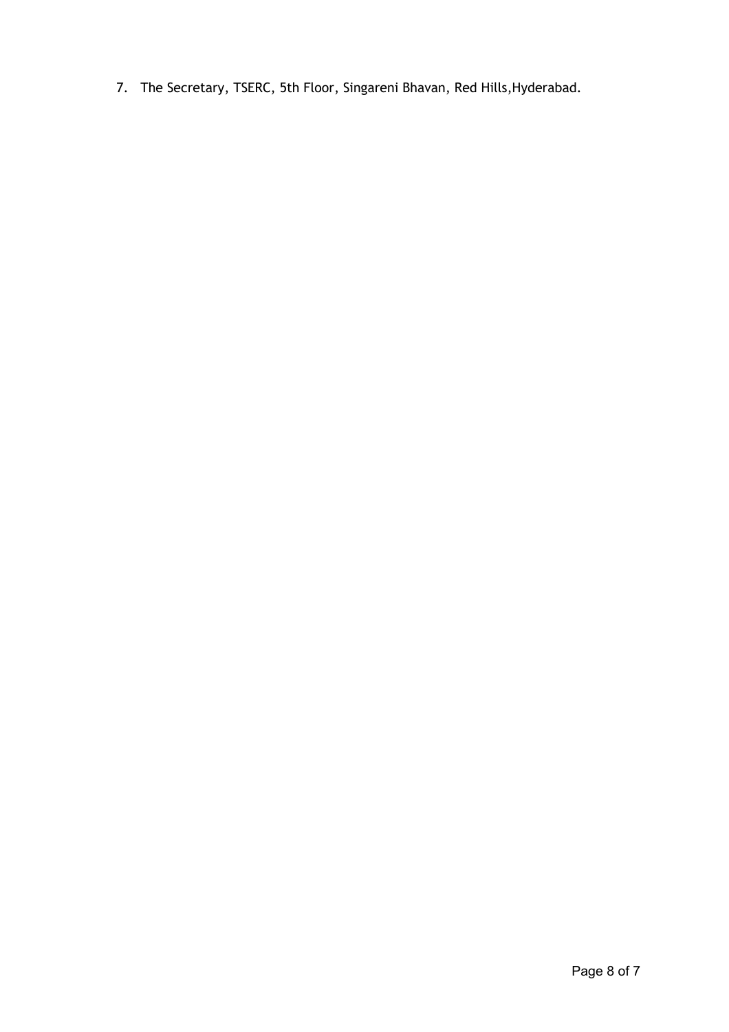7. The Secretary, TSERC, 5th Floor, Singareni Bhavan, Red Hills,Hyderabad.